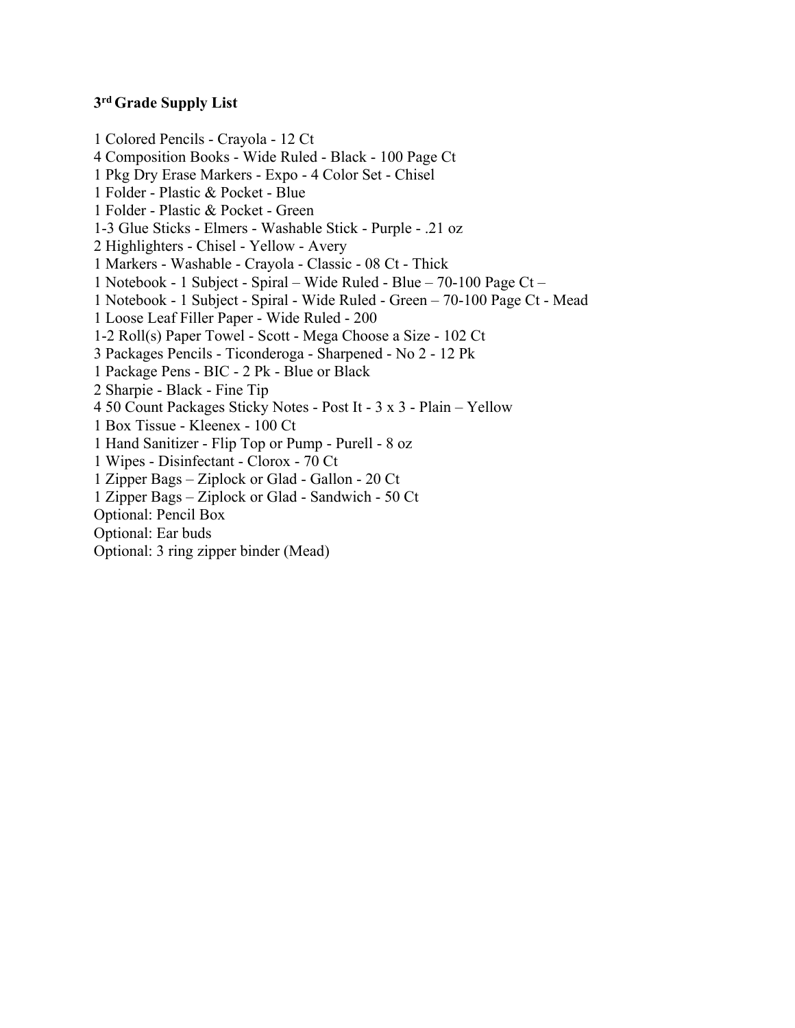**3rd Grade Supply List**

1 Colored Pencils - Crayola - 12 Ct
4 Composition Books - Wide Ruled - Black - 100 Page Ct
1 Pkg Dry Erase Markers - Expo - 4 Color Set - Chisel
1 Folder - Plastic & Pocket - Blue
1 Folder - Plastic & Pocket - Green
1-3 Glue Sticks - Elmers - Washable Stick - Purple - .21 oz
2 Highlighters - Chisel - Yellow - Avery
1 Markers - Washable - Crayola - Classic - 08 Ct - Thick
1 Notebook - 1 Subject - Spiral – Wide Ruled - Blue – 70-100 Page Ct –
1 Notebook - 1 Subject - Spiral - Wide Ruled - Green – 70-100 Page Ct - Mead
1 Loose Leaf Filler Paper - Wide Ruled - 200
1-2 Roll(s) Paper Towel - Scott - Mega Choose a Size - 102 Ct
3 Packages Pencils - Ticonderoga - Sharpened - No 2 - 12 Pk
1 Package Pens - BIC - 2 Pk - Blue or Black
2 Sharpie - Black - Fine Tip
4 50 Count Packages Sticky Notes - Post It - 3 x 3 - Plain – Yellow
1 Box Tissue - Kleenex - 100 Ct
1 Hand Sanitizer - Flip Top or Pump - Purell - 8 oz
1 Wipes - Disinfectant - Clorox - 70 Ct
1 Zipper Bags – Ziplock or Glad - Gallon - 20 Ct
1 Zipper Bags – Ziplock or Glad - Sandwich - 50 Ct
Optional: Pencil Box
Optional: Ear buds
Optional: 3 ring zipper binder (Mead)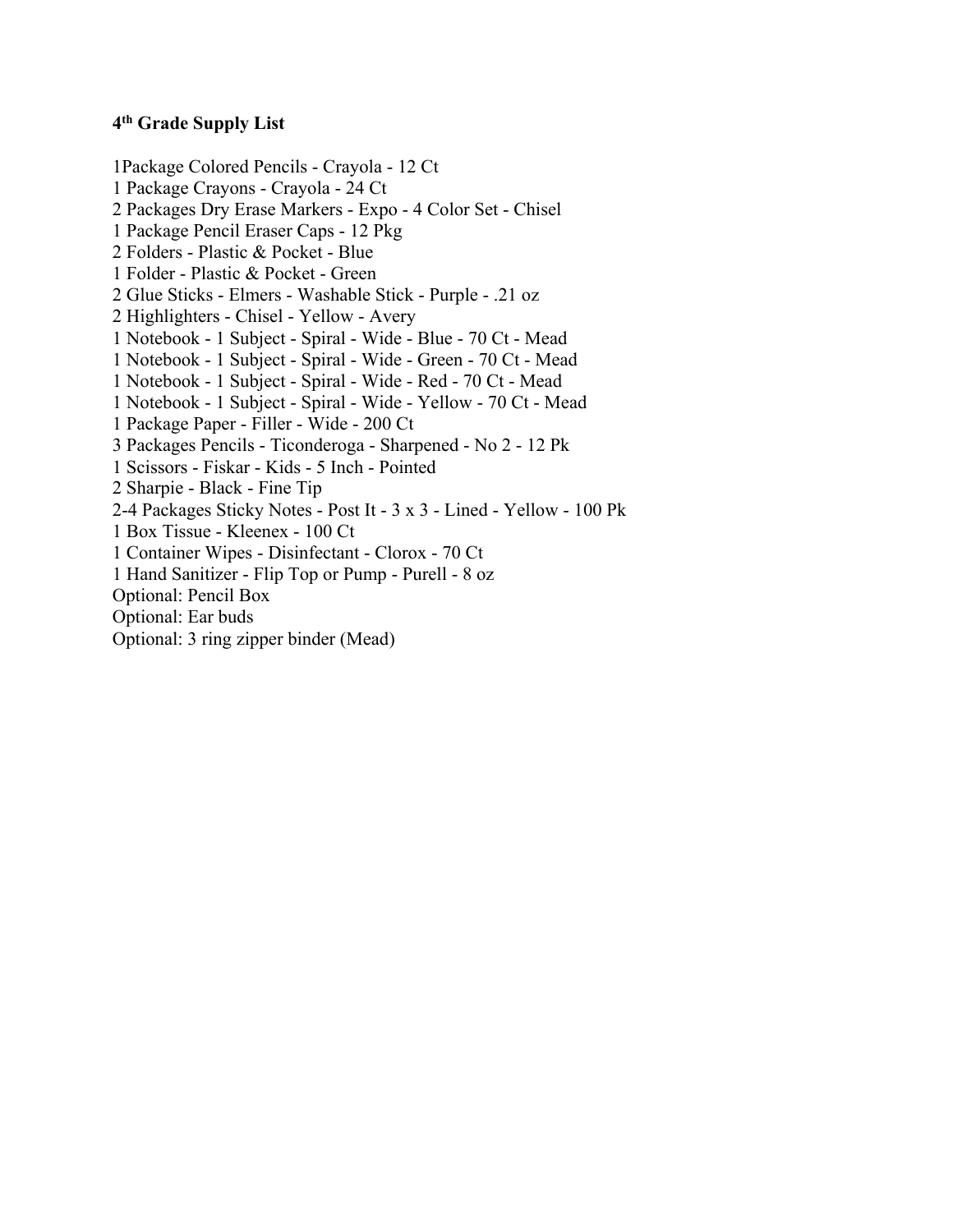**4th Grade Supply List**

1Package Colored Pencils - Crayola - 12 Ct
1 Package Crayons - Crayola - 24 Ct
2 Packages Dry Erase Markers - Expo - 4 Color Set - Chisel
1 Package Pencil Eraser Caps - 12 Pkg
2 Folders - Plastic & Pocket - Blue
1 Folder - Plastic & Pocket - Green
2 Glue Sticks - Elmers - Washable Stick - Purple - .21 oz
2 Highlighters - Chisel - Yellow - Avery
1 Notebook - 1 Subject - Spiral - Wide - Blue - 70 Ct - Mead
1 Notebook - 1 Subject - Spiral - Wide - Green - 70 Ct - Mead
1 Notebook - 1 Subject - Spiral - Wide - Red - 70 Ct - Mead
1 Notebook - 1 Subject - Spiral - Wide - Yellow - 70 Ct - Mead
1 Package Paper - Filler - Wide - 200 Ct
3 Packages Pencils - Ticonderoga - Sharpened - No 2 - 12 Pk
1 Scissors - Fiskar - Kids - 5 Inch - Pointed
2 Sharpie - Black - Fine Tip
2-4 Packages Sticky Notes - Post It - 3 x 3 - Lined - Yellow - 100 Pk
1 Box Tissue - Kleenex - 100 Ct
1 Container Wipes - Disinfectant - Clorox - 70 Ct
1 Hand Sanitizer - Flip Top or Pump - Purell - 8 oz
Optional: Pencil Box
Optional: Ear buds
Optional: 3 ring zipper binder (Mead)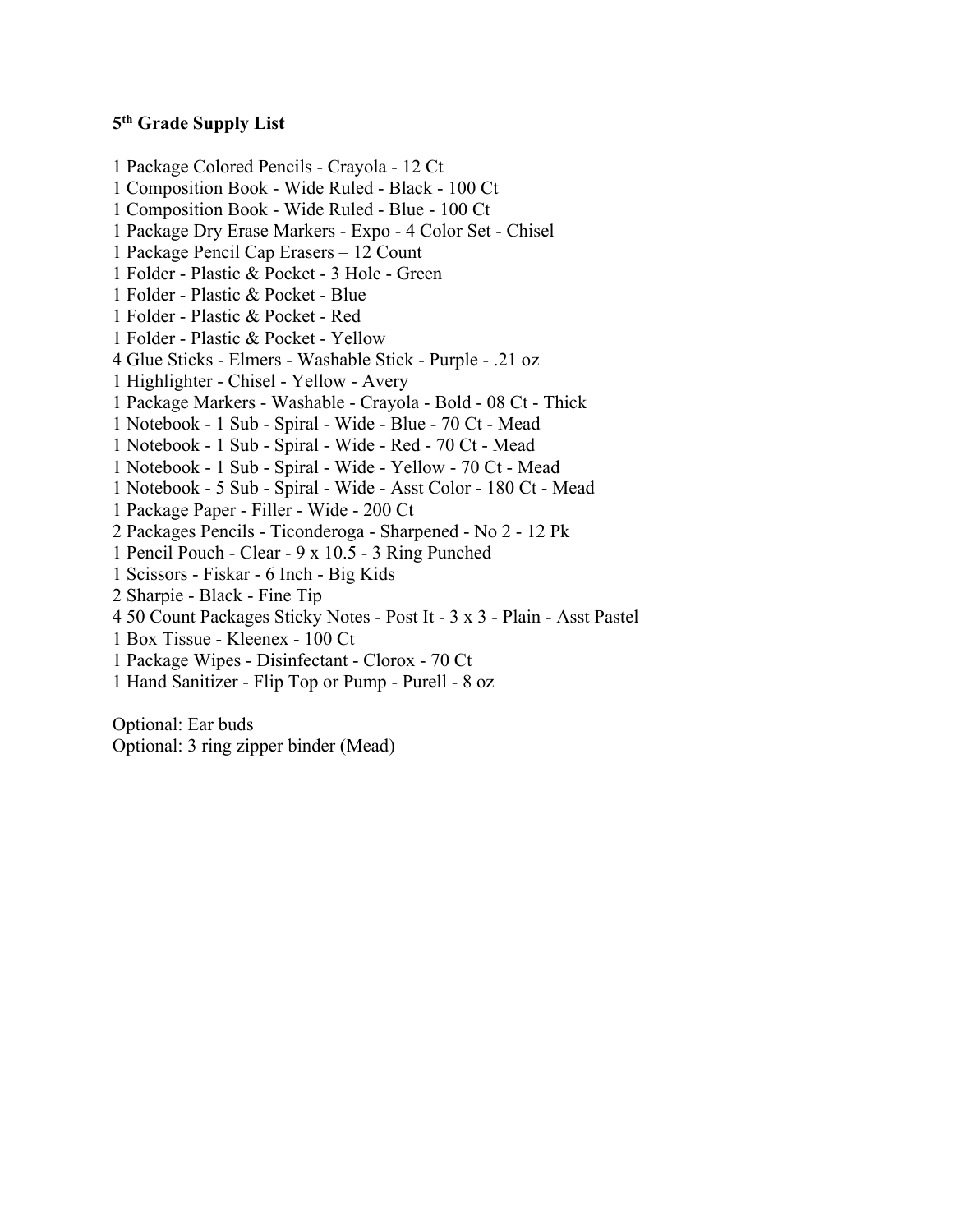**5th Grade Supply List**

1 Package Colored Pencils - Crayola - 12 Ct
1 Composition Book - Wide Ruled - Black - 100 Ct
1 Composition Book - Wide Ruled - Blue - 100 Ct
1 Package Dry Erase Markers - Expo - 4 Color Set - Chisel
1 Package Pencil Cap Erasers – 12 Count
1 Folder - Plastic & Pocket - 3 Hole - Green
1 Folder - Plastic & Pocket - Blue
1 Folder - Plastic & Pocket - Red
1 Folder - Plastic & Pocket - Yellow
4 Glue Sticks - Elmers - Washable Stick - Purple - .21 oz
1 Highlighter - Chisel - Yellow - Avery
1 Package Markers - Washable - Crayola - Bold - 08 Ct - Thick
1 Notebook - 1 Sub - Spiral - Wide - Blue - 70 Ct - Mead
1 Notebook - 1 Sub - Spiral - Wide - Red - 70 Ct - Mead
1 Notebook - 1 Sub - Spiral - Wide - Yellow - 70 Ct - Mead
1 Notebook - 5 Sub - Spiral - Wide - Asst Color - 180 Ct - Mead
1 Package Paper - Filler - Wide - 200 Ct
2 Packages Pencils - Ticonderoga - Sharpened - No 2 - 12 Pk
1 Pencil Pouch - Clear - 9 x 10.5 - 3 Ring Punched
1 Scissors - Fiskar - 6 Inch - Big Kids
2 Sharpie - Black - Fine Tip
4 50 Count Packages Sticky Notes - Post It - 3 x 3 - Plain - Asst Pastel
1 Box Tissue - Kleenex - 100 Ct
1 Package Wipes - Disinfectant - Clorox - 70 Ct
1 Hand Sanitizer - Flip Top or Pump - Purell - 8 oz

Optional: Ear buds
Optional: 3 ring zipper binder (Mead)